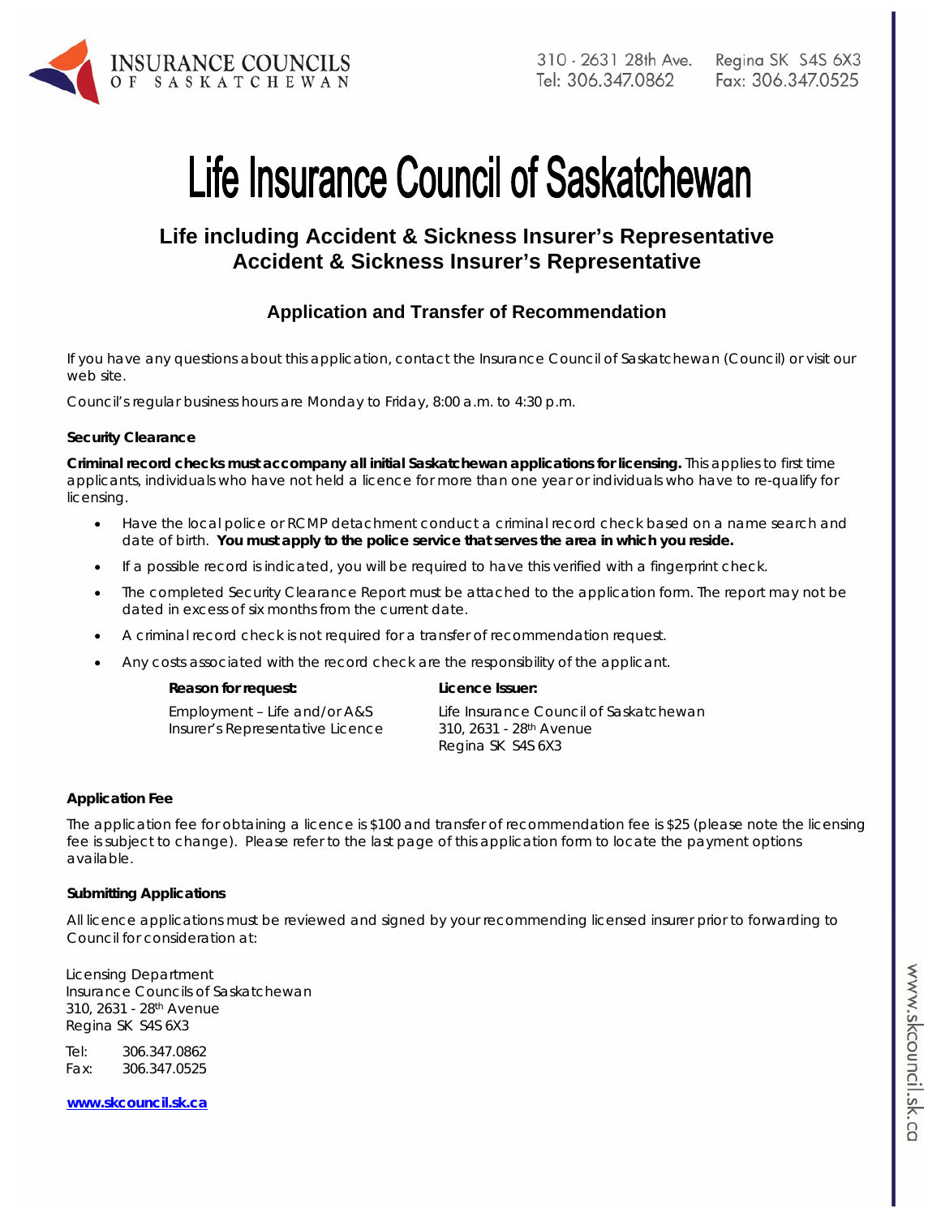INSURANCE COUNCILS OF SASKATCHEWAN

310 - 2631 28th Ave. Regina SK S4S 6X3
Tel: 306.347.0862 Fax: 306.347.0525

# Life Insurance Council of Saskatchewan

## Life including Accident & Sickness Insurer's Representative
## Accident & Sickness Insurer's Representative

### Application and Transfer of Recommendation

If you have any questions about this application, contact the Insurance Council of Saskatchewan (Council) or visit our web site.

Council's regular business hours are Monday to Friday, 8:00 a.m. to 4:30 p.m.

**Security Clearance**

**Criminal record checks must accompany all initial Saskatchewan applications for licensing.** This applies to first time applicants, individuals who have not held a licence for more than one year or individuals who have to re-qualify for licensing.

- Have the local police or RCMP detachment conduct a criminal record check based on a name search and date of birth. **You must apply to the police service that serves the area in which you reside.**
- If a possible record is indicated, you will be required to have this verified with a fingerprint check.
- The completed Security Clearance Report must be attached to the application form. The report may not be dated in excess of six months from the current date.
- A criminal record check is not required for a transfer of recommendation request.
- Any costs associated with the record check are the responsibility of the applicant.

| **Reason for request:** | **Licence Issuer:** |
| --- | --- |
| Employment – Life and/or A&S Insurer's Representative Licence | Life Insurance Council of Saskatchewan<br>310, 2631 - 28th Avenue<br>Regina SK S4S 6X3 |

**Application Fee**

The application fee for obtaining a licence is $100 and transfer of recommendation fee is $25 (please note the licensing fee is subject to change). Please refer to the last page of this application form to locate the payment options available.

**Submitting Applications**

All licence applications must be reviewed and signed by your recommending licensed insurer prior to forwarding to Council for consideration at:

Licensing Department
Insurance Councils of Saskatchewan
310, 2631 - 28th Avenue
Regina SK S4S 6X3

Tel: 306.347.0862
Fax: 306.347.0525

**www.skcouncil.sk.ca**

www.skcouncil.sk.ca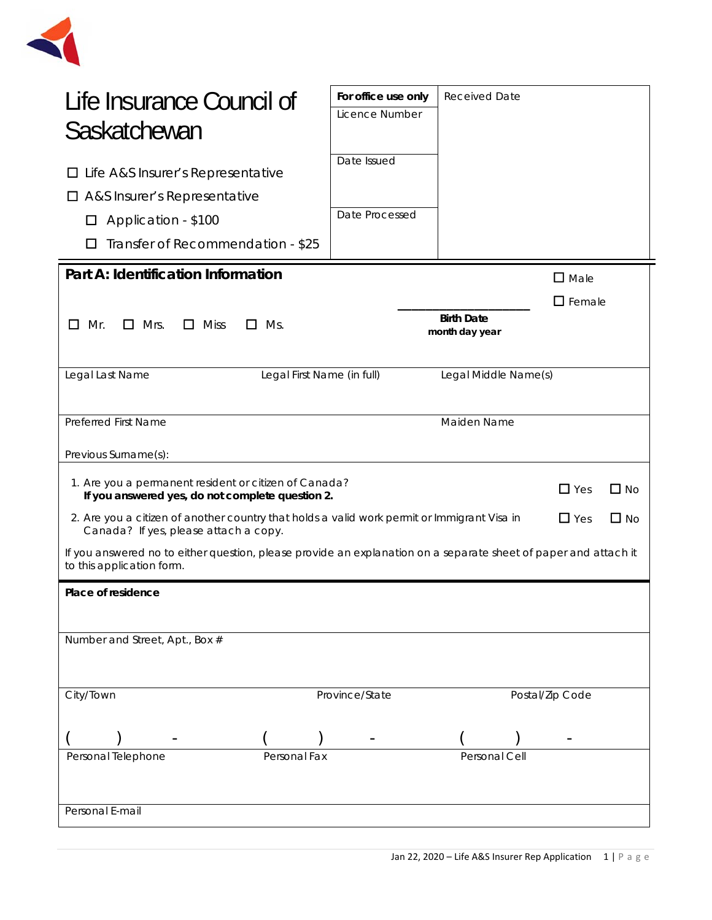# Life Insurance Council of Saskatchewan

☐ Life A&S Insurer's Representative

☐ A&S Insurer's Representative

- ☐ Application - $100
- ☐ Transfer of Recommendation - $25

| **For office use only** | Received Date |
|---|---|
| Licence Number | |
| Date Issued | |
| Date Processed | |

## Part A: Identification Information

☐ Mr. ☐ Mrs. ☐ Miss ☐ Ms.

______________________
**Birth Date**
**month day year**

☐ Male
☐ Female

| Legal Last Name | Legal First Name (in full) | Legal Middle Name(s) |
|---|---|---|
| | | |

| Preferred First Name | Maiden Name |
|---|---|
| | |

Previous Surname(s):

1. Are you a permanent resident or citizen of Canada? ☐ Yes ☐ No
   **If you answered yes, do not complete question 2.**
2. Are you a citizen of another country that holds a valid work permit or Immigrant Visa in Canada? If yes, please attach a copy. ☐ Yes ☐ No

If you answered no to either question, please provide an explanation on a separate sheet of paper and attach it to this application form.

**Place of residence**

Number and Street, Apt., Box #

| City/Town | Province/State | Postal/Zip Code |
|---|---|---|
| | | |

| ( ) - | ( ) - | ( ) - |
|---|---|---|
| Personal Telephone | Personal Fax | Personal Cell |

Personal E-mail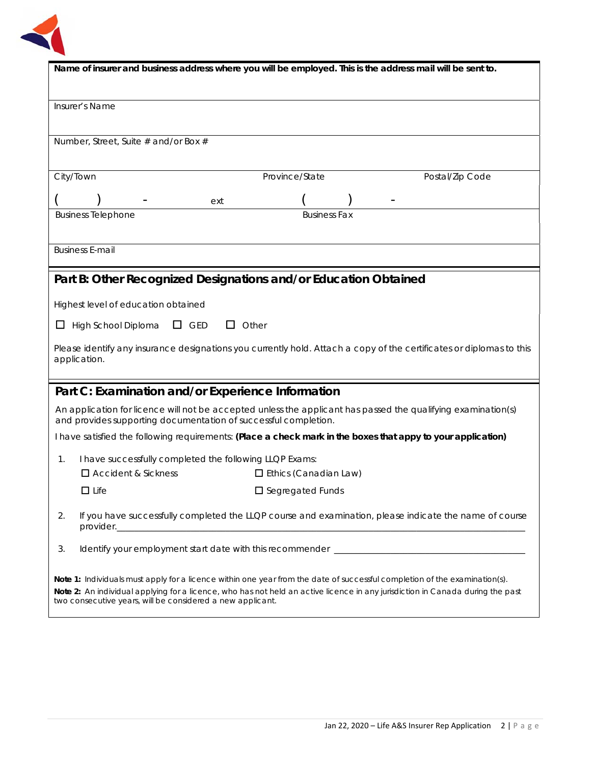**Name of insurer and business address where you will be employed. This is the address mail will be sent to.**

Insurer's Name

Number, Street, Suite # and/or Box #

City/Town | Province/State | Postal/Zip Code

( ) - ext ( ) -

Business Telephone | Business Fax

Business E-mail

## Part B: Other Recognized Designations and/or Education Obtained

Highest level of education obtained

☐ High School Diploma ☐ GED ☐ Other

Please identify any insurance designations you currently hold. Attach a copy of the certificates or diplomas to this application.

## Part C: Examination and/or Experience Information

An application for licence will not be accepted unless the applicant has passed the qualifying examination(s) and provides supporting documentation of successful completion.

I have satisfied the following requirements: **(Place a check mark in the boxes that appy to your application)**

1. I have successfully completed the following LLQP Exams:
   - ☐ Accident & Sickness
   - ☐ Ethics (Canadian Law)
   - ☐ Life
   - ☐ Segregated Funds
2. If you have successfully completed the LLQP course and examination, please indicate the name of course provider.______________________________________________________________
3. Identify your employment start date with this recommender ________________________________

**Note 1:** Individuals must apply for a licence within one year from the date of successful completion of the examination(s).

**Note 2:** An individual applying for a licence, who has not held an active licence in any jurisdiction in Canada during the past two consecutive years, will be considered a new applicant.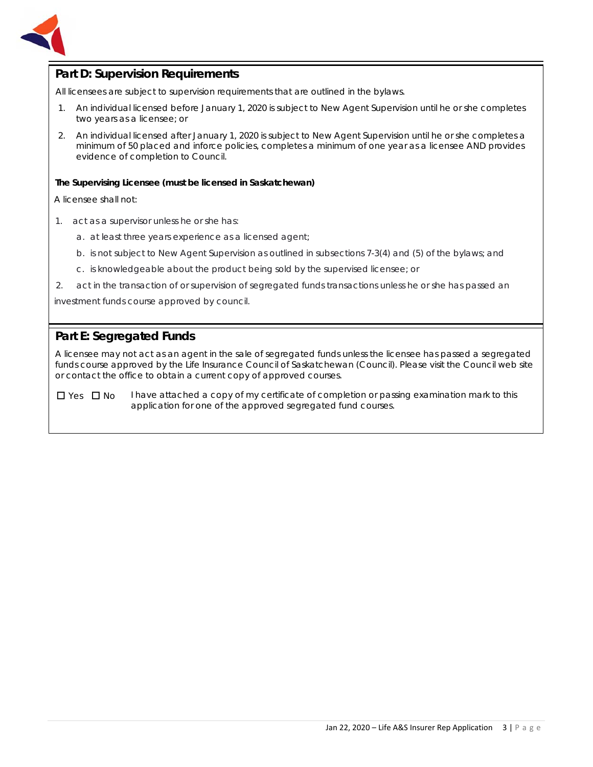## Part D: Supervision Requirements

All licensees are subject to supervision requirements that are outlined in the bylaws.

1. An individual licensed before January 1, 2020 is subject to New Agent Supervision until he or she completes two years as a licensee; or
2. An individual licensed after January 1, 2020 is subject to New Agent Supervision until he or she completes a minimum of 50 placed and inforce policies, completes a minimum of one year as a licensee AND provides evidence of completion to Council.

**The Supervising Licensee (must be licensed in Saskatchewan)**

A licensee shall not:

1. act as a supervisor unless he or she has:
   a. at least three years experience as a licensed agent;
   b. is not subject to New Agent Supervision as outlined in subsections 7-3(4) and (5) of the bylaws; and
   c. is knowledgeable about the product being sold by the supervised licensee; or
2. act in the transaction of or supervision of segregated funds transactions unless he or she has passed an investment funds course approved by council.

## Part E: Segregated Funds

A licensee may not act as an agent in the sale of segregated funds unless the licensee has passed a segregated funds course approved by the Life Insurance Council of Saskatchewan (Council). Please visit the Council web site or contact the office to obtain a current copy of approved courses.

☐ Yes ☐ No I have attached a copy of my certificate of completion or passing examination mark to this application for one of the approved segregated fund courses.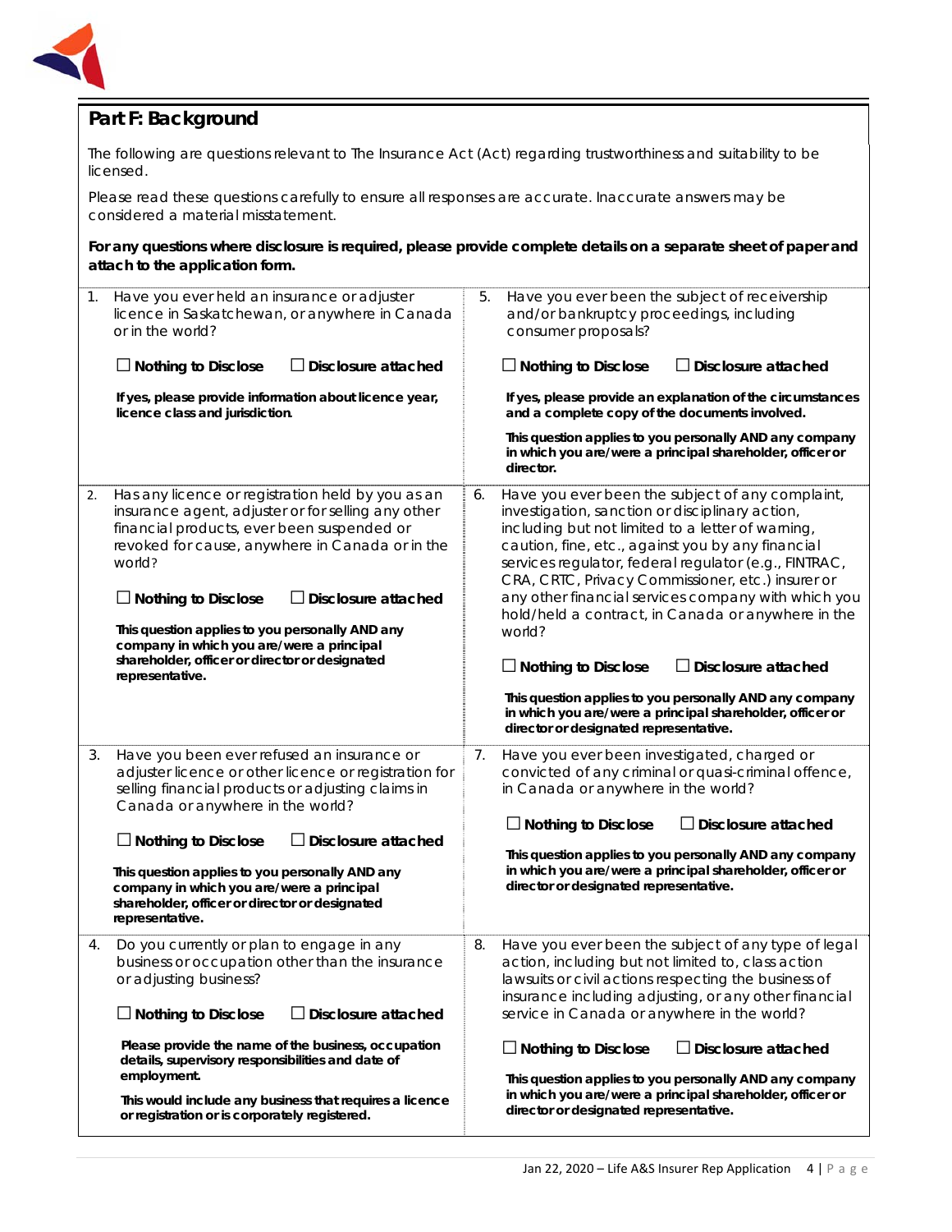## Part F: Background

The following are questions relevant to The Insurance Act (Act) regarding trustworthiness and suitability to be licensed.

Please read these questions carefully to ensure all responses are accurate. Inaccurate answers may be considered a material misstatement.

**For any questions where disclosure is required, please provide complete details on a separate sheet of paper and attach to the application form.**

1. Have you ever held an insurance or adjuster licence in Saskatchewan, or anywhere in Canada or in the world?

   ☐ **Nothing to Disclose** ☐ **Disclosure attached**

   **If yes, please provide information about licence year, licence class and jurisdiction.**

2. Has any licence or registration held by you as an insurance agent, adjuster or for selling any other financial products, ever been suspended or revoked for cause, anywhere in Canada or in the world?

   ☐ **Nothing to Disclose** ☐ **Disclosure attached**

   **This question applies to you personally AND any company in which you are/were a principal shareholder, officer or director or designated representative.**

3. Have you been ever refused an insurance or adjuster licence or other licence or registration for selling financial products or adjusting claims in Canada or anywhere in the world?

   ☐ **Nothing to Disclose** ☐ **Disclosure attached**

   **This question applies to you personally AND any company in which you are/were a principal shareholder, officer or director or designated representative.**

4. Do you currently or plan to engage in any business or occupation other than the insurance or adjusting business?

   ☐ **Nothing to Disclose** ☐ **Disclosure attached**

   **Please provide the name of the business, occupation details, supervisory responsibilities and date of employment.**

   **This would include any business that requires a licence or registration or is corporately registered.**

5. Have you ever been the subject of receivership and/or bankruptcy proceedings, including consumer proposals?

   ☐ **Nothing to Disclose** ☐ **Disclosure attached**

   **If yes, please provide an explanation of the circumstances and a complete copy of the documents involved.**

   **This question applies to you personally AND any company in which you are/were a principal shareholder, officer or director.**

6. Have you ever been the subject of any complaint, investigation, sanction or disciplinary action, including but not limited to a letter of warning, caution, fine, etc., against you by any financial services regulator, federal regulator (e.g., FINTRAC, CRA, CRTC, Privacy Commissioner, etc.) insurer or any other financial services company with which you hold/held a contract, in Canada or anywhere in the world?

   ☐ **Nothing to Disclose** ☐ **Disclosure attached**

   **This question applies to you personally AND any company in which you are/were a principal shareholder, officer or director or designated representative.**

7. Have you ever been investigated, charged or convicted of any criminal or quasi-criminal offence, in Canada or anywhere in the world?

   ☐ **Nothing to Disclose** ☐ **Disclosure attached**

   **This question applies to you personally AND any company in which you are/were a principal shareholder, officer or director or designated representative.**

8. Have you ever been the subject of any type of legal action, including but not limited to, class action lawsuits or civil actions respecting the business of insurance including adjusting, or any other financial service in Canada or anywhere in the world?

   ☐ **Nothing to Disclose** ☐ **Disclosure attached**

   **This question applies to you personally AND any company in which you are/were a principal shareholder, officer or director or designated representative.**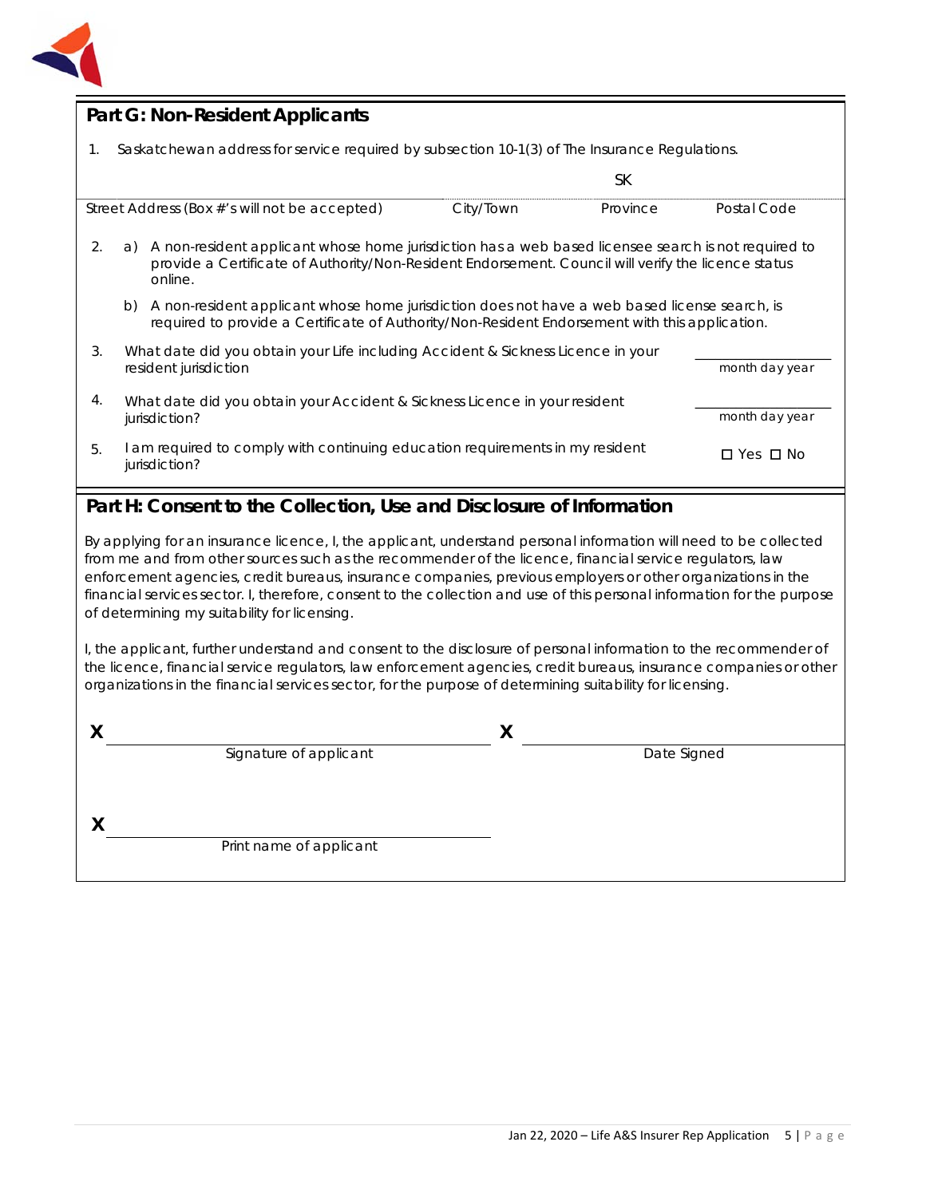## Part G: Non-Resident Applicants

1. Saskatchewan address for service required by subsection 10-1(3) of The Insurance Regulations.

| Street Address (Box #'s will not be accepted) | City/Town | Province | Postal Code |
| --- | --- | --- | --- |
| | | SK | |

2. a) A non-resident applicant whose home jurisdiction has a web based licensee search is not required to provide a Certificate of Authority/Non-Resident Endorsement. Council will verify the licence status online.

   b) A non-resident applicant whose home jurisdiction does not have a web based license search, is required to provide a Certificate of Authority/Non-Resident Endorsement with this application.

3. What date did you obtain your Life including Accident & Sickness Licence in your resident jurisdiction ______________ month day year

4. What date did you obtain your Accident & Sickness Licence in your resident jurisdiction? ______________ month day year

5. I am required to comply with continuing education requirements in my resident jurisdiction? ☐ Yes ☐ No

## Part H: Consent to the Collection, Use and Disclosure of Information

By applying for an insurance licence, I, the applicant, understand personal information will need to be collected from me and from other sources such as the recommender of the licence, financial service regulators, law enforcement agencies, credit bureaus, insurance companies, previous employers or other organizations in the financial services sector. I, therefore, consent to the collection and use of this personal information for the purpose of determining my suitability for licensing.

I, the applicant, further understand and consent to the disclosure of personal information to the recommender of the licence, financial service regulators, law enforcement agencies, credit bureaus, insurance companies or other organizations in the financial services sector, for the purpose of determining suitability for licensing.

X ______________________________ Signature of applicant

X ______________________________ Date Signed

X ______________________________ Print name of applicant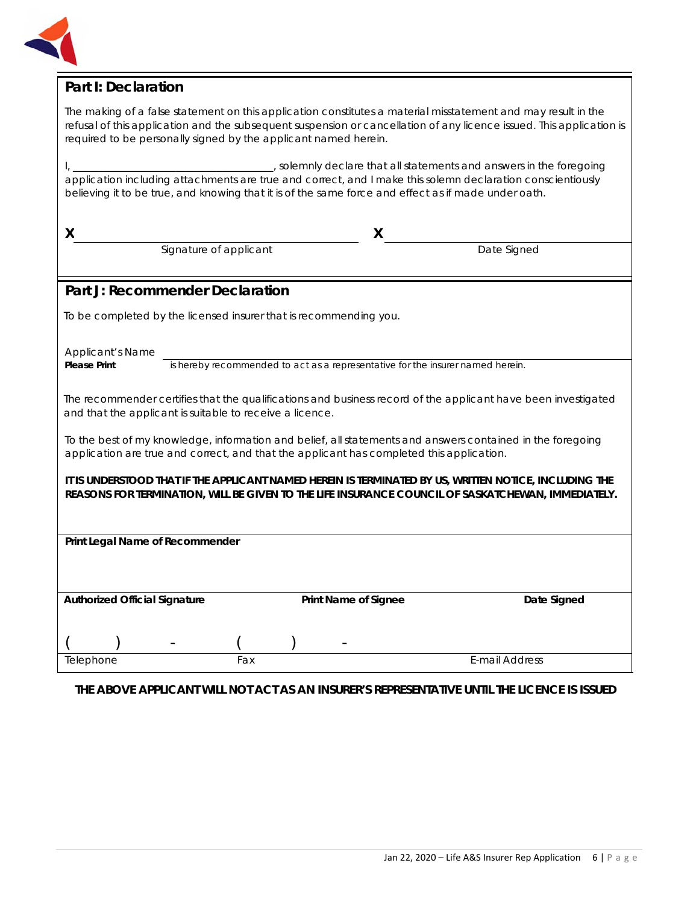## Part I: Declaration

The making of a false statement on this application constitutes a material misstatement and may result in the refusal of this application and the subsequent suspension or cancellation of any licence issued. This application is required to be personally signed by the applicant named herein.

I, ___________________________________, solemnly declare that all statements and answers in the foregoing application including attachments are true and correct, and I make this solemn declaration conscientiously believing it to be true, and knowing that it is of the same force and effect as if made under oath.

| | |
|---|---|
| X ______________________________ | X ______________________________ |
| Signature of applicant | Date Signed |

## Part J: Recommender Declaration

To be completed by the licensed insurer that is recommending you.

Applicant's Name ______________________________________________

**Please Print** is hereby recommended to act as a representative for the insurer named herein.

The recommender certifies that the qualifications and business record of the applicant have been investigated and that the applicant is suitable to receive a licence.

To the best of my knowledge, information and belief, all statements and answers contained in the foregoing application are true and correct, and that the applicant has completed this application.

**IT IS UNDERSTOOD THAT IF THE APPLICANT NAMED HEREIN IS TERMINATED BY US, WRITTEN NOTICE, INCLUDING THE REASONS FOR TERMINATION, WILL BE GIVEN TO THE LIFE INSURANCE COUNCIL OF SASKATCHEWAN, IMMEDIATELY.**

**Print Legal Name of Recommender**

| **Authorized Official Signature** | **Print Name of Signee** | **Date Signed** |
|---|---|---|
| | | |

| ( ) - | ( ) - | |
|---|---|---|
| Telephone | Fax | E-mail Address |

**THE ABOVE APPLICANT WILL NOT ACT AS AN INSURER'S REPRESENTATIVE UNTIL THE LICENCE IS ISSUED**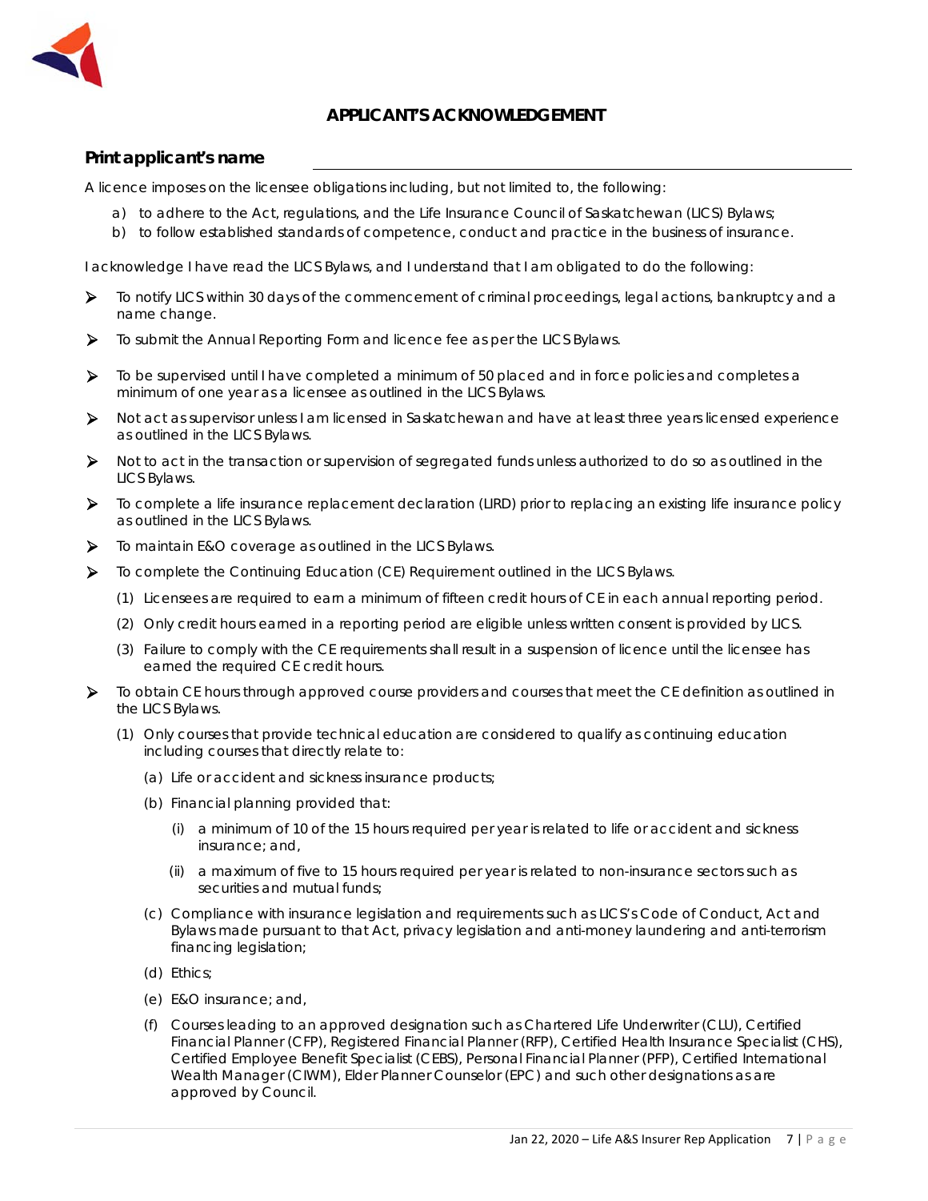# APPLICANT'S ACKNOWLEDGEMENT

**Print applicant's name** ______________________________

A licence imposes on the licensee obligations including, but not limited to, the following:

a) to adhere to the Act, regulations, and the Life Insurance Council of Saskatchewan (LICS) Bylaws;
b) to follow established standards of competence, conduct and practice in the business of insurance.

I acknowledge I have read the LICS Bylaws, and I understand that I am obligated to do the following:

- To notify LICS within 30 days of the commencement of criminal proceedings, legal actions, bankruptcy and a name change.
- To submit the Annual Reporting Form and licence fee as per the LICS Bylaws.
- To be supervised until I have completed a minimum of 50 placed and in force policies and completes a minimum of one year as a licensee as outlined in the LICS Bylaws.
- Not act as supervisor unless I am licensed in Saskatchewan and have at least three years licensed experience as outlined in the LICS Bylaws.
- Not to act in the transaction or supervision of segregated funds unless authorized to do so as outlined in the LICS Bylaws.
- To complete a life insurance replacement declaration (LIRD) prior to replacing an existing life insurance policy as outlined in the LICS Bylaws.
- To maintain E&O coverage as outlined in the LICS Bylaws.
- To complete the Continuing Education (CE) Requirement outlined in the LICS Bylaws.
  (1) Licensees are required to earn a minimum of fifteen credit hours of CE in each annual reporting period.
  (2) Only credit hours earned in a reporting period are eligible unless written consent is provided by LICS.
  (3) Failure to comply with the CE requirements shall result in a suspension of licence until the licensee has earned the required CE credit hours.
- To obtain CE hours through approved course providers and courses that meet the CE definition as outlined in the LICS Bylaws.
  (1) Only courses that provide technical education are considered to qualify as continuing education including courses that directly relate to:
    (a) Life or accident and sickness insurance products;
    (b) Financial planning provided that:
      (i) a minimum of 10 of the 15 hours required per year is related to life or accident and sickness insurance; and,
      (ii) a maximum of five to 15 hours required per year is related to non-insurance sectors such as securities and mutual funds;
    (c) Compliance with insurance legislation and requirements such as LICS's Code of Conduct, Act and Bylaws made pursuant to that Act, privacy legislation and anti-money laundering and anti-terrorism financing legislation;
    (d) Ethics;
    (e) E&O insurance; and,
    (f) Courses leading to an approved designation such as Chartered Life Underwriter (CLU), Certified Financial Planner (CFP), Registered Financial Planner (RFP), Certified Health Insurance Specialist (CHS), Certified Employee Benefit Specialist (CEBS), Personal Financial Planner (PFP), Certified International Wealth Manager (CIWM), Elder Planner Counselor (EPC) and such other designations as are approved by Council.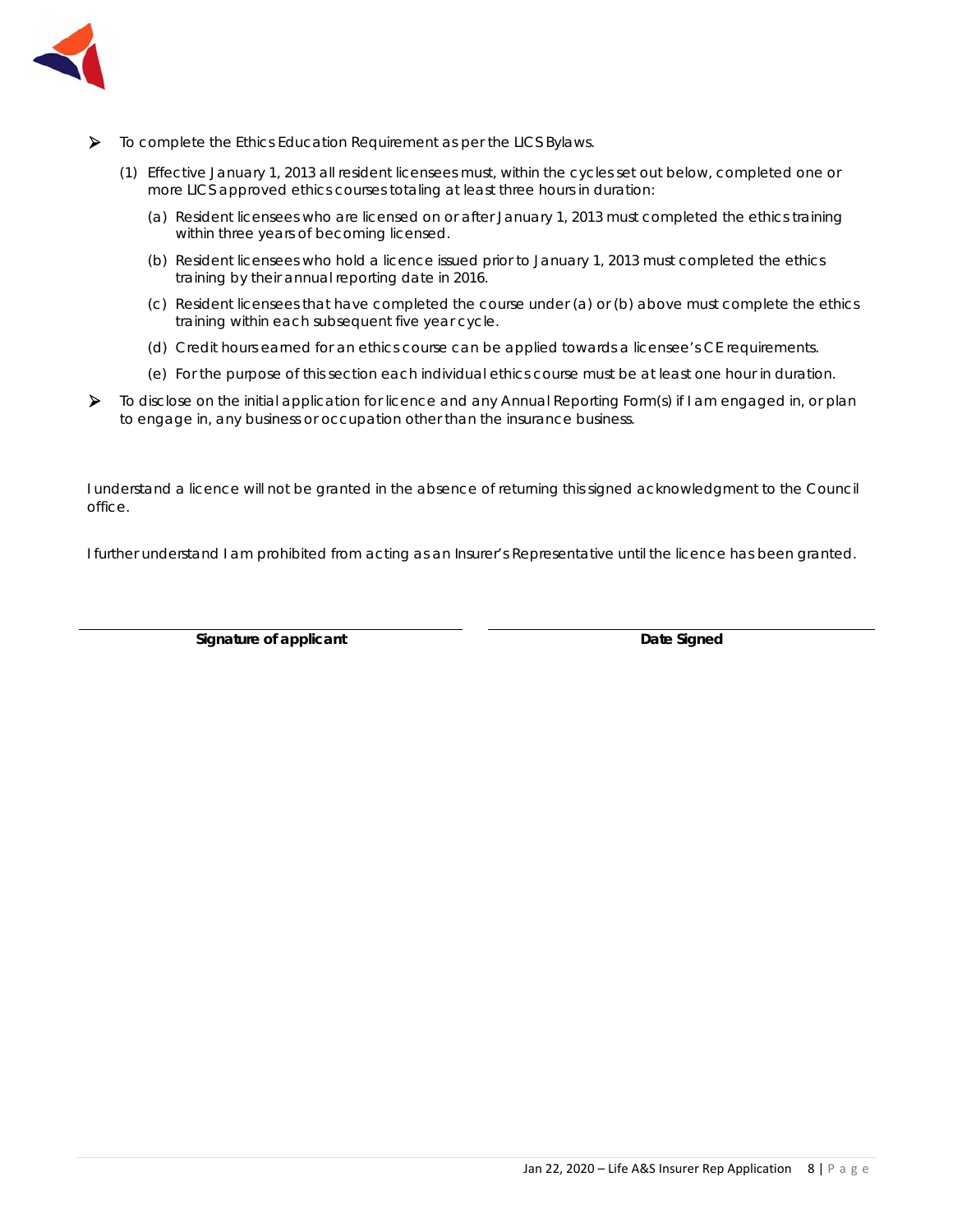- To complete the Ethics Education Requirement as per the LICS Bylaws.

  (1) Effective January 1, 2013 all resident licensees must, within the cycles set out below, completed one or more LICS approved ethics courses totaling at least three hours in duration:

  (a) Resident licensees who are licensed on or after January 1, 2013 must completed the ethics training within three years of becoming licensed.

  (b) Resident licensees who hold a licence issued prior to January 1, 2013 must completed the ethics training by their annual reporting date in 2016.

  (c) Resident licensees that have completed the course under (a) or (b) above must complete the ethics training within each subsequent five year cycle.

  (d) Credit hours earned for an ethics course can be applied towards a licensee's CE requirements.

  (e) For the purpose of this section each individual ethics course must be at least one hour in duration.

- To disclose on the initial application for licence and any Annual Reporting Form(s) if I am engaged in, or plan to engage in, any business or occupation other than the insurance business.

I understand a licence will not be granted in the absence of returning this signed acknowledgment to the Council office.

I further understand I am prohibited from acting as an Insurer's Representative until the licence has been granted.

| | |
|---|---|
| **Signature of applicant** | **Date Signed** |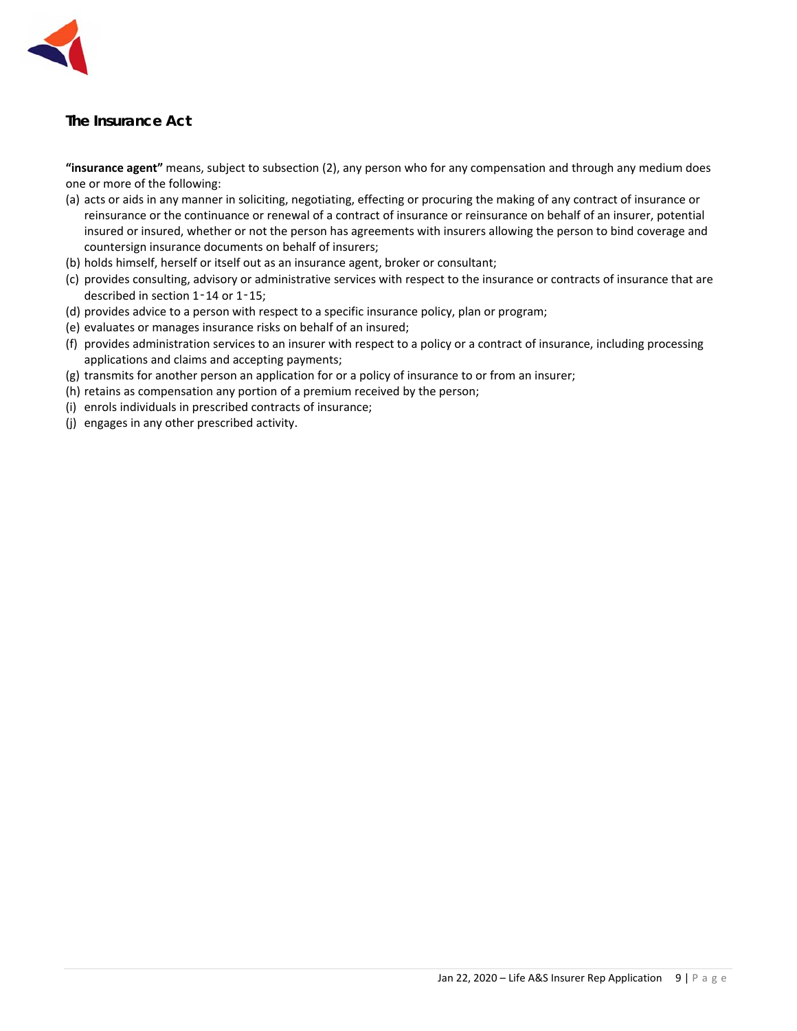## The Insurance Act

**"insurance agent"** means, subject to subsection (2), any person who for any compensation and through any medium does one or more of the following:

(a) acts or aids in any manner in soliciting, negotiating, effecting or procuring the making of any contract of insurance or reinsurance or the continuance or renewal of a contract of insurance or reinsurance on behalf of an insurer, potential insured or insured, whether or not the person has agreements with insurers allowing the person to bind coverage and countersign insurance documents on behalf of insurers;

(b) holds himself, herself or itself out as an insurance agent, broker or consultant;

(c) provides consulting, advisory or administrative services with respect to the insurance or contracts of insurance that are described in section 1‑14 or 1‑15;

(d) provides advice to a person with respect to a specific insurance policy, plan or program;

(e) evaluates or manages insurance risks on behalf of an insured;

(f) provides administration services to an insurer with respect to a policy or a contract of insurance, including processing applications and claims and accepting payments;

(g) transmits for another person an application for or a policy of insurance to or from an insurer;

(h) retains as compensation any portion of a premium received by the person;

(i) enrols individuals in prescribed contracts of insurance;

(j) engages in any other prescribed activity.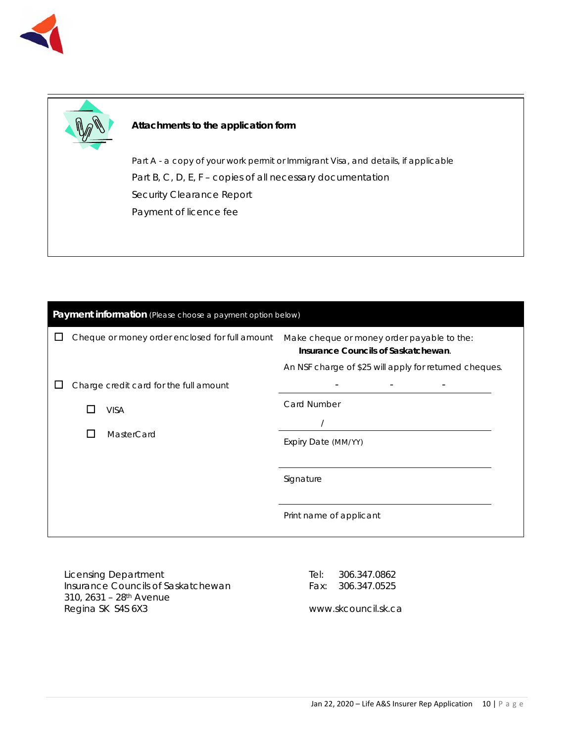## Attachments to the application form

Part A - a copy of your work permit or Immigrant Visa, and details, if applicable

Part B, C, D, E, F – copies of all necessary documentation

Security Clearance Report

Payment of licence fee

| **Payment information** (Please choose a payment option below) | |
|---|---|
| ☐ Cheque or money order enclosed for full amount | Make cheque or money order payable to the: **Insurance Councils of Saskatchewan**. An NSF charge of $25 will apply for returned cheques. |
| ☐ Charge credit card for the full amount | - - - Card Number |
| ☐ VISA | / Expiry Date (MM/YY) |
| ☐ MasterCard | Signature |
| | Print name of applicant |

Licensing Department
Insurance Councils of Saskatchewan
310, 2631 – 28th Avenue
Regina SK S4S 6X3

Tel: 306.347.0862
Fax: 306.347.0525

www.skcouncil.sk.ca